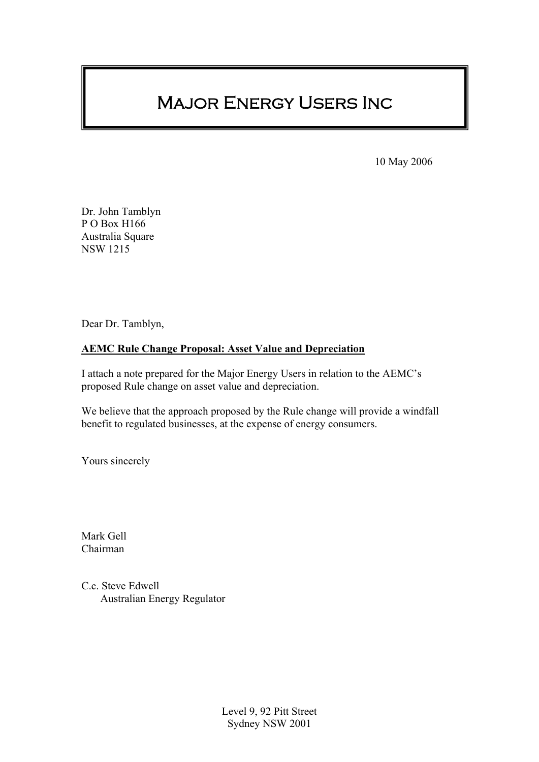# Major Energy Users Inc

10 May 2006

Dr. John Tamblyn
P O Box H166
Australia Square
NSW 1215

Dear Dr. Tamblyn,

**<u>AEMC Rule Change Proposal: Asset Value and Depreciation</u>**

I attach a note prepared for the Major Energy Users in relation to the AEMC's proposed Rule change on asset value and depreciation.

We believe that the approach proposed by the Rule change will provide a windfall benefit to regulated businesses, at the expense of energy consumers.

Yours sincerely

Mark Gell
Chairman

C.c. Steve Edwell
Australian Energy Regulator

Level 9, 92 Pitt Street
Sydney NSW 2001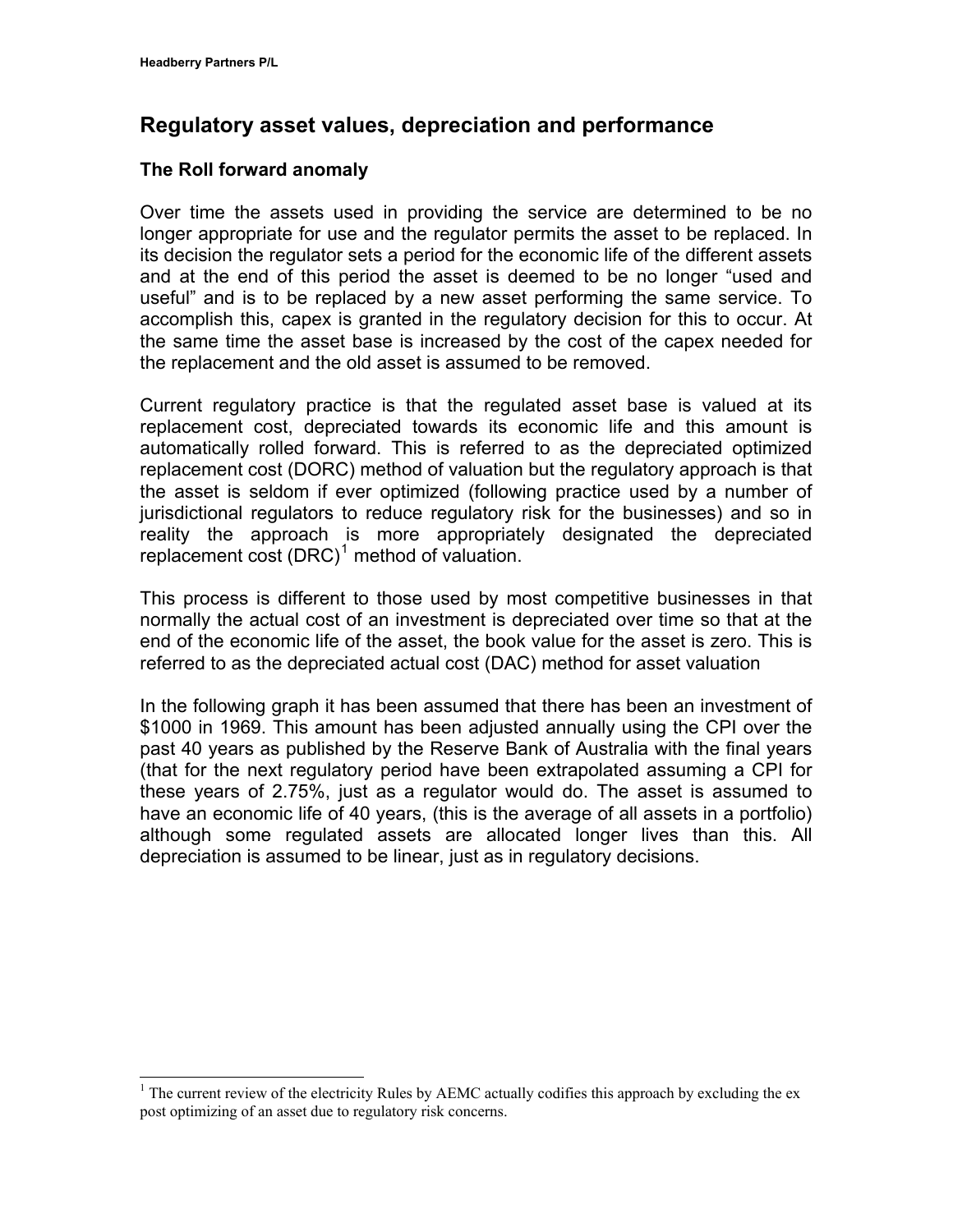## Regulatory asset values, depreciation and performance

### The Roll forward anomaly

Over time the assets used in providing the service are determined to be no longer appropriate for use and the regulator permits the asset to be replaced. In its decision the regulator sets a period for the economic life of the different assets and at the end of this period the asset is deemed to be no longer "used and useful" and is to be replaced by a new asset performing the same service. To accomplish this, capex is granted in the regulatory decision for this to occur. At the same time the asset base is increased by the cost of the capex needed for the replacement and the old asset is assumed to be removed.

Current regulatory practice is that the regulated asset base is valued at its replacement cost, depreciated towards its economic life and this amount is automatically rolled forward. This is referred to as the depreciated optimized replacement cost (DORC) method of valuation but the regulatory approach is that the asset is seldom if ever optimized (following practice used by a number of jurisdictional regulators to reduce regulatory risk for the businesses) and so in reality the approach is more appropriately designated the depreciated replacement cost (DRC)[1] method of valuation.

This process is different to those used by most competitive businesses in that normally the actual cost of an investment is depreciated over time so that at the end of the economic life of the asset, the book value for the asset is zero. This is referred to as the depreciated actual cost (DAC) method for asset valuation

In the following graph it has been assumed that there has been an investment of $1000 in 1969. This amount has been adjusted annually using the CPI over the past 40 years as published by the Reserve Bank of Australia with the final years (that for the next regulatory period have been extrapolated assuming a CPI for these years of 2.75%, just as a regulator would do. The asset is assumed to have an economic life of 40 years, (this is the average of all assets in a portfolio) although some regulated assets are allocated longer lives than this. All depreciation is assumed to be linear, just as in regulatory decisions.

[1] The current review of the electricity Rules by AEMC actually codifies this approach by excluding the ex post optimizing of an asset due to regulatory risk concerns.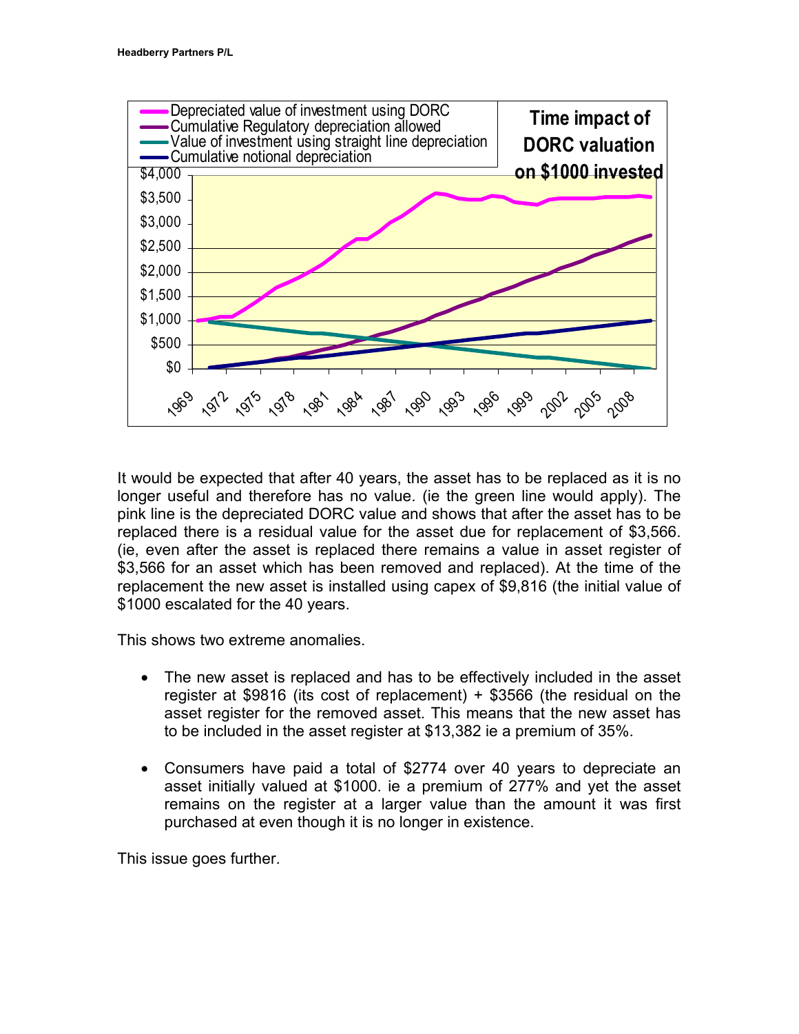Time impact of DORC valuation on $1000 invested

It would be expected that after 40 years, the asset has to be replaced as it is no longer useful and therefore has no value. (ie the green line would apply). The pink line is the depreciated DORC value and shows that after the asset has to be replaced there is a residual value for the asset due for replacement of $3,566. (ie, even after the asset is replaced there remains a value in asset register of $3,566 for an asset which has been removed and replaced). At the time of the replacement the new asset is installed using capex of $9,816 (the initial value of $1000 escalated for the 40 years.

This shows two extreme anomalies.

- The new asset is replaced and has to be effectively included in the asset register at $9816 (its cost of replacement) + $3566 (the residual on the asset register for the removed asset. This means that the new asset has to be included in the asset register at $13,382 ie a premium of 35%.
- Consumers have paid a total of $2774 over 40 years to depreciate an asset initially valued at $1000. ie a premium of 277% and yet the asset remains on the register at a larger value than the amount it was first purchased at even though it is no longer in existence.

This issue goes further.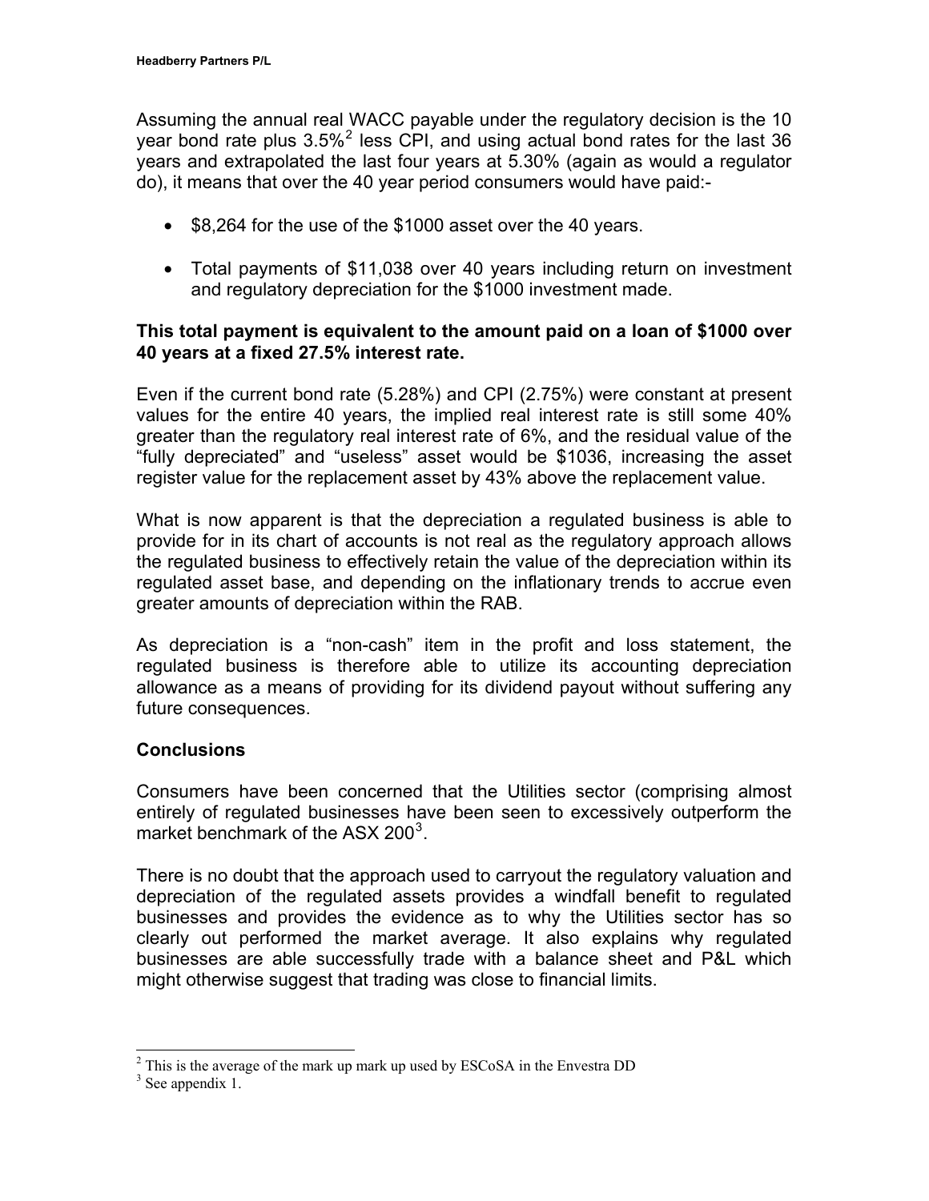Assuming the annual real WACC payable under the regulatory decision is the 10 year bond rate plus 3.5%[2] less CPI, and using actual bond rates for the last 36 years and extrapolated the last four years at 5.30% (again as would a regulator do), it means that over the 40 year period consumers would have paid:-

- $8,264 for the use of the $1000 asset over the 40 years.
- Total payments of $11,038 over 40 years including return on investment and regulatory depreciation for the $1000 investment made.

**This total payment is equivalent to the amount paid on a loan of $1000 over 40 years at a fixed 27.5% interest rate.**

Even if the current bond rate (5.28%) and CPI (2.75%) were constant at present values for the entire 40 years, the implied real interest rate is still some 40% greater than the regulatory real interest rate of 6%, and the residual value of the "fully depreciated" and "useless" asset would be $1036, increasing the asset register value for the replacement asset by 43% above the replacement value.

What is now apparent is that the depreciation a regulated business is able to provide for in its chart of accounts is not real as the regulatory approach allows the regulated business to effectively retain the value of the depreciation within its regulated asset base, and depending on the inflationary trends to accrue even greater amounts of depreciation within the RAB.

As depreciation is a "non-cash" item in the profit and loss statement, the regulated business is therefore able to utilize its accounting depreciation allowance as a means of providing for its dividend payout without suffering any future consequences.

## Conclusions

Consumers have been concerned that the Utilities sector (comprising almost entirely of regulated businesses have been seen to excessively outperform the market benchmark of the ASX 200[3].

There is no doubt that the approach used to carryout the regulatory valuation and depreciation of the regulated assets provides a windfall benefit to regulated businesses and provides the evidence as to why the Utilities sector has so clearly out performed the market average. It also explains why regulated businesses are able successfully trade with a balance sheet and P&L which might otherwise suggest that trading was close to financial limits.

---

[2] This is the average of the mark up mark up used by ESCoSA in the Envestra DD

[3] See appendix 1.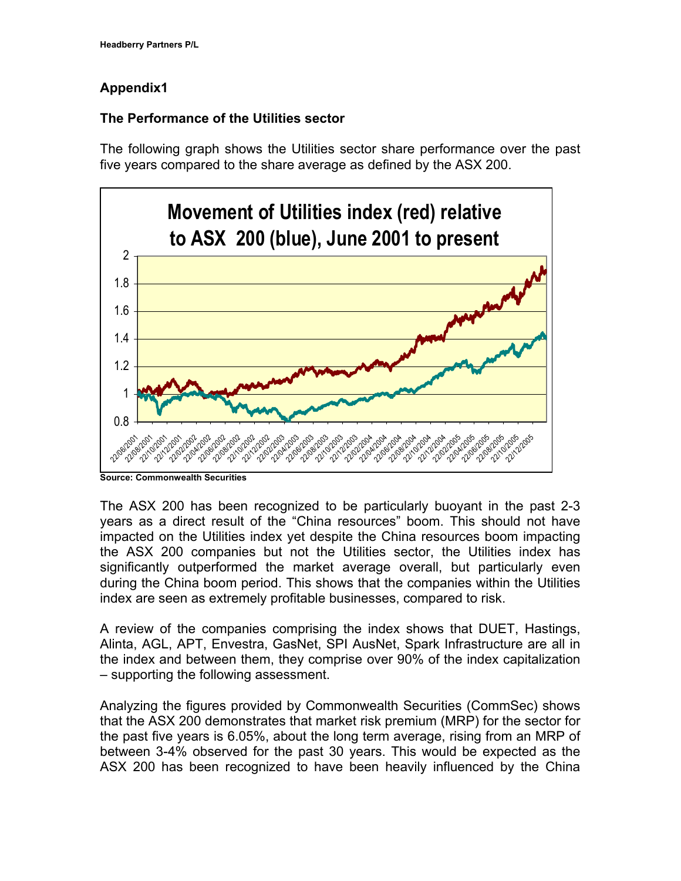## Appendix1

### The Performance of the Utilities sector

The following graph shows the Utilities sector share performance over the past five years compared to the share average as defined by the ASX 200.

**Source: Commonwealth Securities**

The ASX 200 has been recognized to be particularly buoyant in the past 2-3 years as a direct result of the "China resources" boom. This should not have impacted on the Utilities index yet despite the China resources boom impacting the ASX 200 companies but not the Utilities sector, the Utilities index has significantly outperformed the market average overall, but particularly even during the China boom period. This shows that the companies within the Utilities index are seen as extremely profitable businesses, compared to risk.

A review of the companies comprising the index shows that DUET, Hastings, Alinta, AGL, APT, Envestra, GasNet, SPI AusNet, Spark Infrastructure are all in the index and between them, they comprise over 90% of the index capitalization – supporting the following assessment.

Analyzing the figures provided by Commonwealth Securities (CommSec) shows that the ASX 200 demonstrates that market risk premium (MRP) for the sector for the past five years is 6.05%, about the long term average, rising from an MRP of between 3-4% observed for the past 30 years. This would be expected as the ASX 200 has been recognized to have been heavily influenced by the China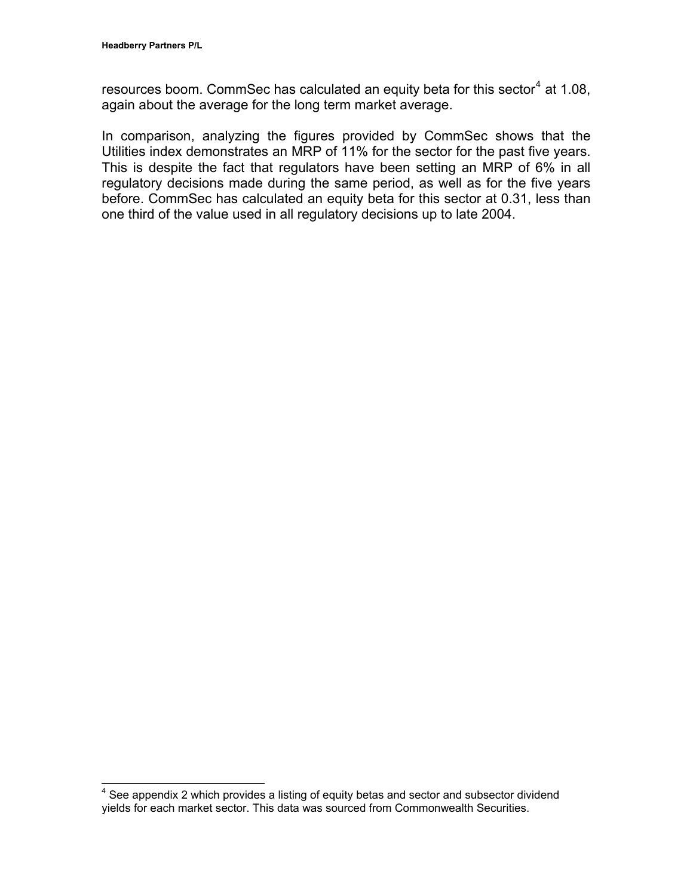resources boom. CommSec has calculated an equity beta for this sector[4] at 1.08, again about the average for the long term market average.

In comparison, analyzing the figures provided by CommSec shows that the Utilities index demonstrates an MRP of 11% for the sector for the past five years. This is despite the fact that regulators have been setting an MRP of 6% in all regulatory decisions made during the same period, as well as for the five years before. CommSec has calculated an equity beta for this sector at 0.31, less than one third of the value used in all regulatory decisions up to late 2004.

[4] See appendix 2 which provides a listing of equity betas and sector and subsector dividend yields for each market sector. This data was sourced from Commonwealth Securities.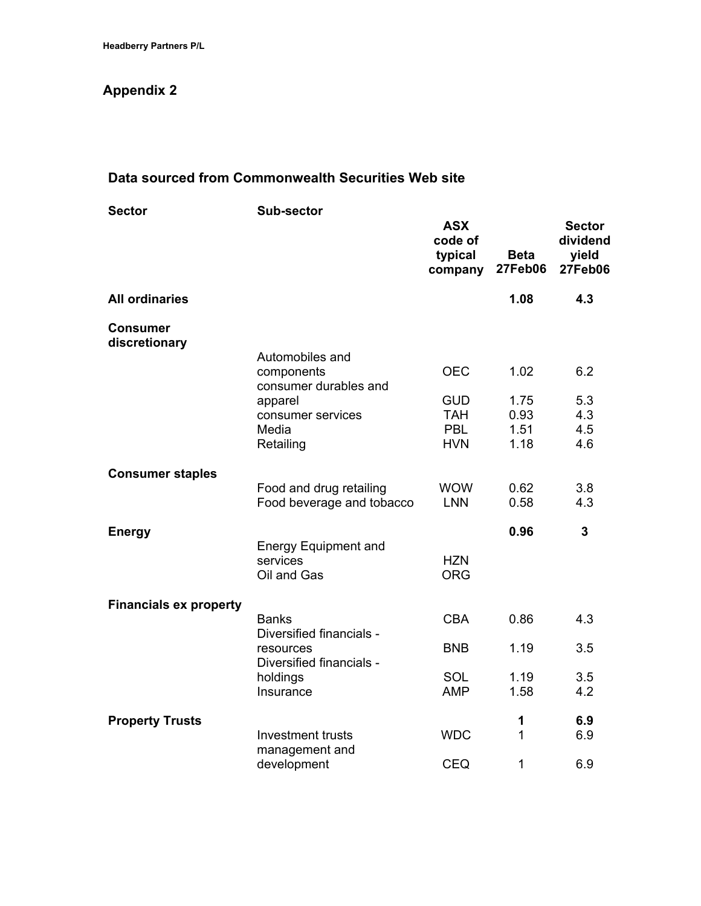## Appendix 2

### Data sourced from Commonwealth Securities Web site

| Sector | Sub-sector | ASX code of typical company | Beta 27Feb06 | Sector dividend yield 27Feb06 |
|---|---|---|---|---|
| **All ordinaries** | | | **1.08** | **4.3** |
| **Consumer discretionary** | | | | |
| | Automobiles and components | OEC | 1.02 | 6.2 |
| | consumer durables and apparel | GUD | 1.75 | 5.3 |
| | consumer services | TAH | 0.93 | 4.3 |
| | Media | PBL | 1.51 | 4.5 |
| | Retailing | HVN | 1.18 | 4.6 |
| **Consumer staples** | | | | |
| | Food and drug retailing | WOW | 0.62 | 3.8 |
| | Food beverage and tobacco | LNN | 0.58 | 4.3 |
| **Energy** | | | **0.96** | **3** |
| | Energy Equipment and services | HZN | | |
| | Oil and Gas | ORG | | |
| **Financials ex property** | | | | |
| | Banks | CBA | 0.86 | 4.3 |
| | Diversified financials - resources | BNB | 1.19 | 3.5 |
| | Diversified financials - holdings | SOL | 1.19 | 3.5 |
| | Insurance | AMP | 1.58 | 4.2 |
| **Property Trusts** | | | **1** | **6.9** |
| | Investment trusts | WDC | 1 | 6.9 |
| | management and development | CEQ | 1 | 6.9 |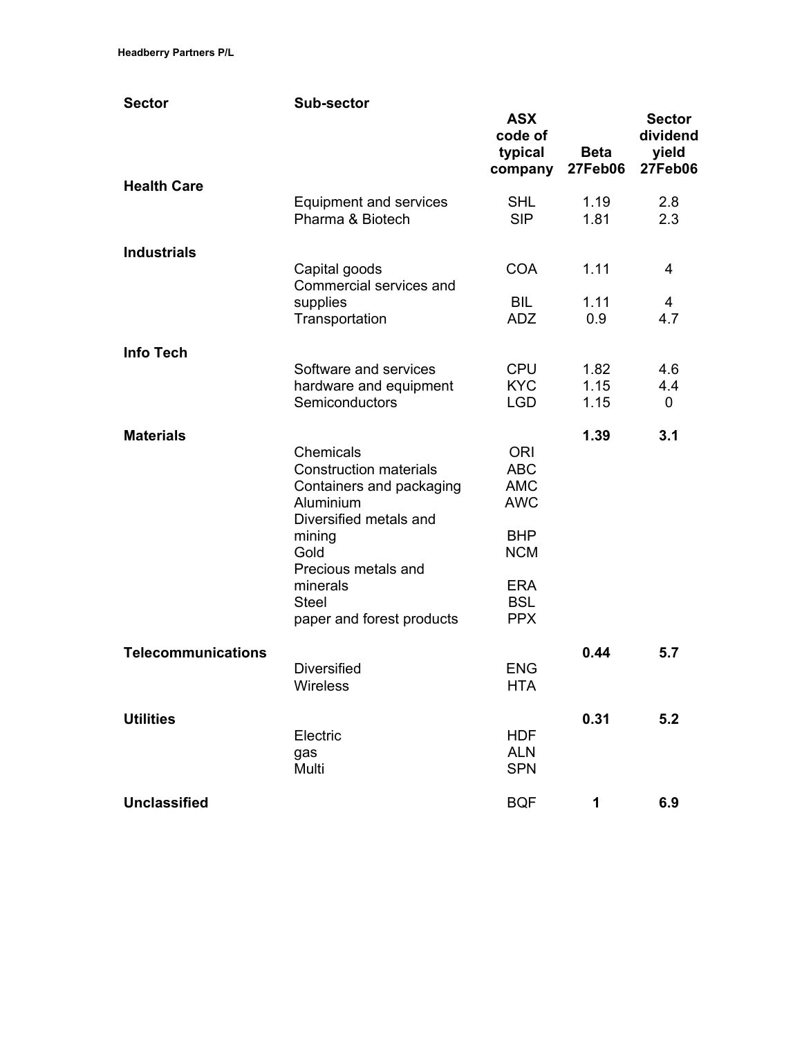| Sector | Sub-sector | ASX code of typical company | Beta 27Feb06 | Sector dividend yield 27Feb06 |
|---|---|---|---|---|
| **Health Care** | | | | |
| | Equipment and services | SHL | 1.19 | 2.8 |
| | Pharma & Biotech | SIP | 1.81 | 2.3 |
| **Industrials** | | | | |
| | Capital goods | COA | 1.11 | 4 |
| | Commercial services and supplies | BIL | 1.11 | 4 |
| | Transportation | ADZ | 0.9 | 4.7 |
| **Info Tech** | | | | |
| | Software and services | CPU | 1.82 | 4.6 |
| | hardware and equipment | KYC | 1.15 | 4.4 |
| | Semiconductors | LGD | 1.15 | 0 |
| **Materials** | | | **1.39** | **3.1** |
| | Chemicals | ORI | | |
| | Construction materials | ABC | | |
| | Containers and packaging | AMC | | |
| | Aluminium | AWC | | |
| | Diversified metals and mining | BHP | | |
| | Gold | NCM | | |
| | Precious metals and minerals | ERA | | |
| | Steel | BSL | | |
| | paper and forest products | PPX | | |
| **Telecommunications** | | | **0.44** | **5.7** |
| | Diversified | ENG | | |
| | Wireless | HTA | | |
| **Utilities** | | | **0.31** | **5.2** |
| | Electric | HDF | | |
| | gas | ALN | | |
| | Multi | SPN | | |
| **Unclassified** | | BQF | **1** | **6.9** |